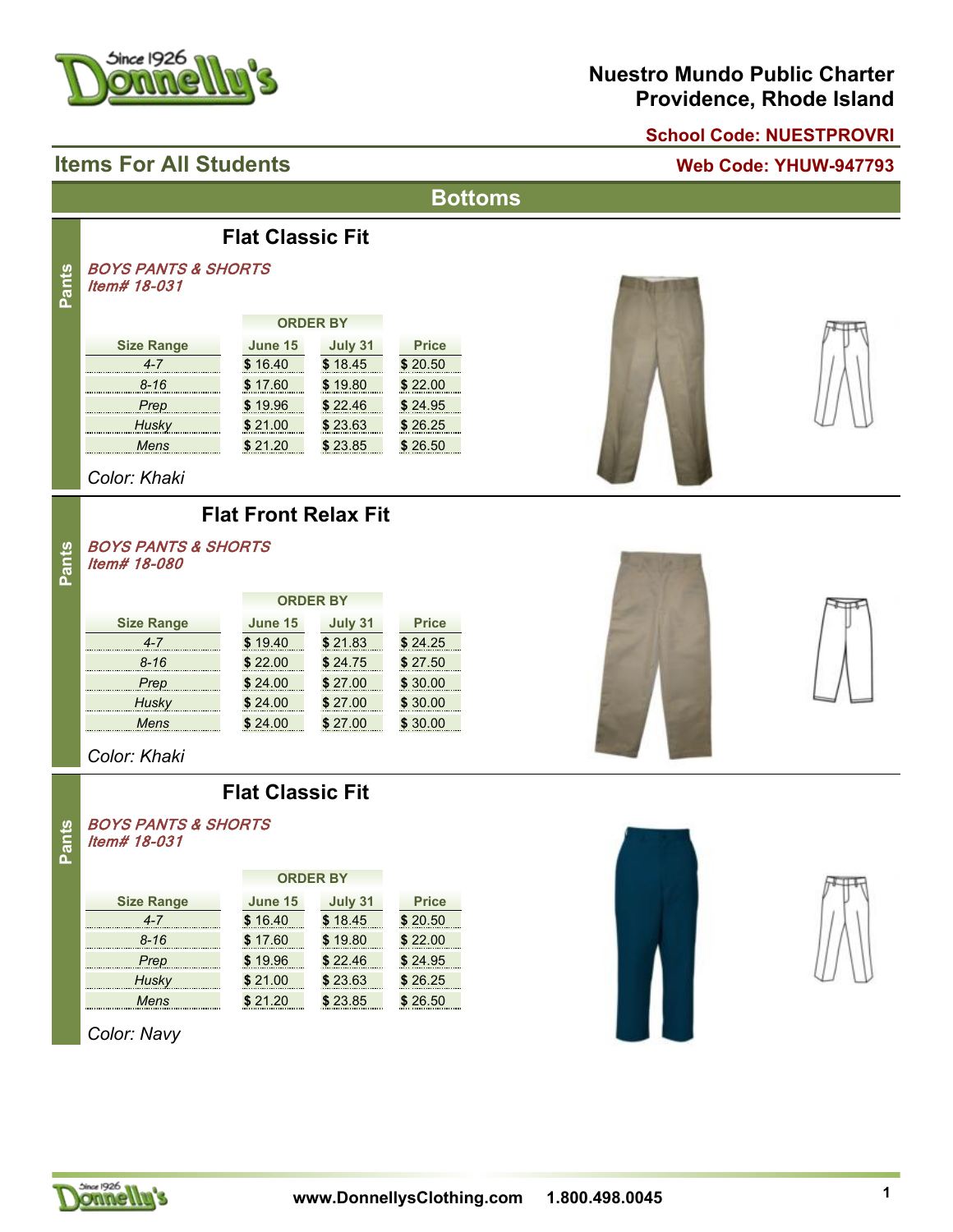# Nuestro Mundo Public Charter
## Providence, Rhode Island

**School Code: NUESTPROVRI**

**Web Code: YHUW-947793**

## Items For All Students

## Bottoms

### Pants

### Flat Classic Fit

*BOYS PANTS & SHORTS*
*Item# 18-031*

| Size Range | ORDER BY June 15 | ORDER BY July 31 | Price |
|---|---|---|---|
| *4-7* | $ 16.40 | $ 18.45 | $ 20.50 |
| *8-16* | $ 17.60 | $ 19.80 | $ 22.00 |
| *Prep* | $ 19.96 | $ 22.46 | $ 24.95 |
| *Husky* | $ 21.00 | $ 23.63 | $ 26.25 |
| *Mens* | $ 21.20 | $ 23.85 | $ 26.50 |

*Color: Khaki*

### Pants

### Flat Front Relax Fit

*BOYS PANTS & SHORTS*
*Item# 18-080*

| Size Range | ORDER BY June 15 | ORDER BY July 31 | Price |
|---|---|---|---|
| *4-7* | $ 19.40 | $ 21.83 | $ 24.25 |
| *8-16* | $ 22.00 | $ 24.75 | $ 27.50 |
| *Prep* | $ 24.00 | $ 27.00 | $ 30.00 |
| *Husky* | $ 24.00 | $ 27.00 | $ 30.00 |
| *Mens* | $ 24.00 | $ 27.00 | $ 30.00 |

*Color: Khaki*

### Pants

### Flat Classic Fit

*BOYS PANTS & SHORTS*
*Item# 18-031*

| Size Range | ORDER BY June 15 | ORDER BY July 31 | Price |
|---|---|---|---|
| *4-7* | $ 16.40 | $ 18.45 | $ 20.50 |
| *8-16* | $ 17.60 | $ 19.80 | $ 22.00 |
| *Prep* | $ 19.96 | $ 22.46 | $ 24.95 |
| *Husky* | $ 21.00 | $ 23.63 | $ 26.25 |
| *Mens* | $ 21.20 | $ 23.85 | $ 26.50 |

*Color: Navy*

www.DonnellysClothing.com 1.800.498.0045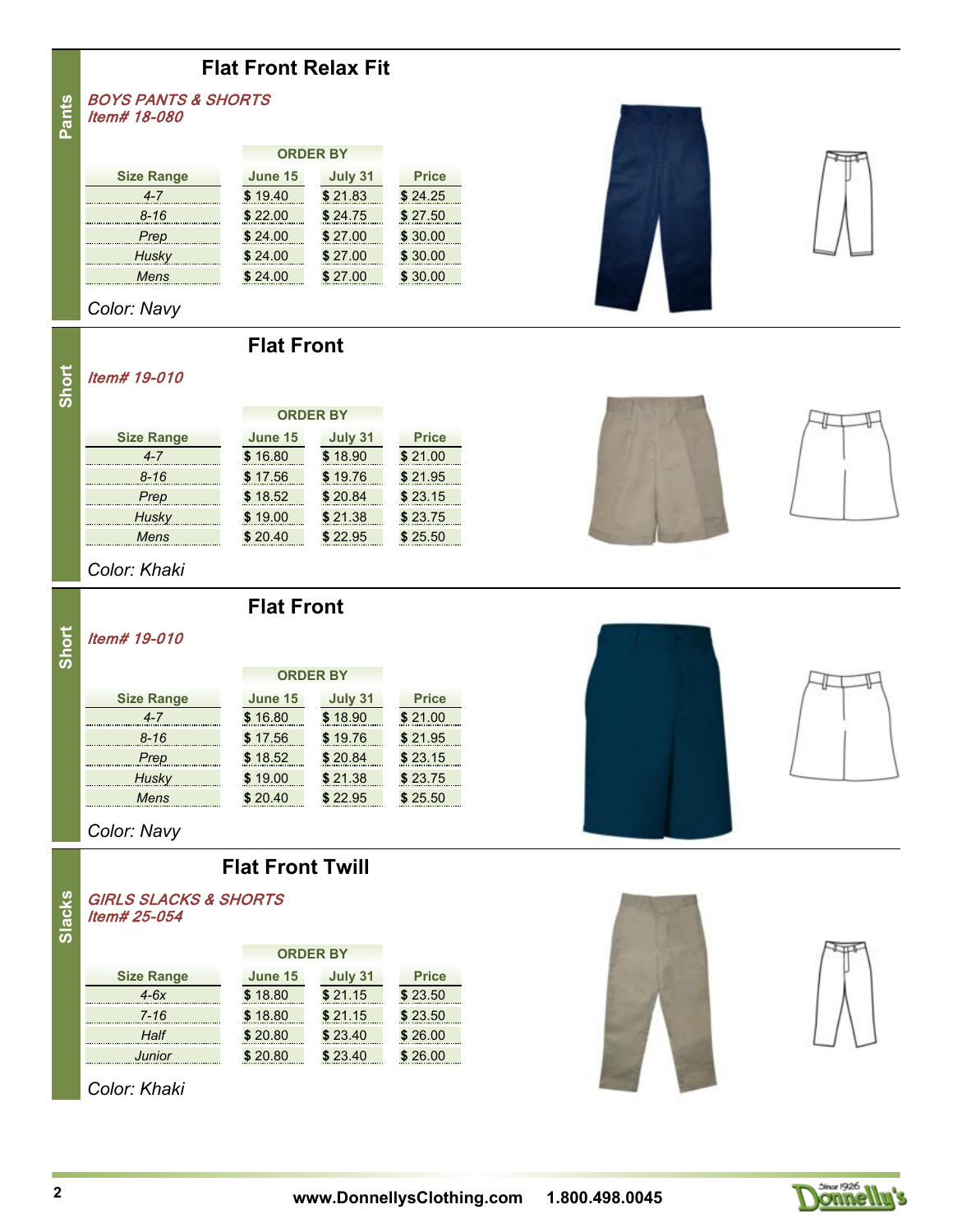## Pants

### Flat Front Relax Fit

***BOYS PANTS & SHORTS***
***Item# 18-080***

| Size Range | ORDER BY June 15 | ORDER BY July 31 | Price |
|---|---|---|---|
| *4-7* | $ 19.40 | $ 21.83 | $ 24.25 |
| *8-16* | $ 22.00 | $ 24.75 | $ 27.50 |
| *Prep* | $ 24.00 | $ 27.00 | $ 30.00 |
| *Husky* | $ 24.00 | $ 27.00 | $ 30.00 |
| *Mens* | $ 24.00 | $ 27.00 | $ 30.00 |

*Color: Navy*

## Short

### Flat Front

***Item# 19-010***

| Size Range | ORDER BY June 15 | ORDER BY July 31 | Price |
|---|---|---|---|
| *4-7* | $ 16.80 | $ 18.90 | $ 21.00 |
| *8-16* | $ 17.56 | $ 19.76 | $ 21.95 |
| *Prep* | $ 18.52 | $ 20.84 | $ 23.15 |
| *Husky* | $ 19.00 | $ 21.38 | $ 23.75 |
| *Mens* | $ 20.40 | $ 22.95 | $ 25.50 |

*Color: Khaki*

## Short

### Flat Front

***Item# 19-010***

| Size Range | ORDER BY June 15 | ORDER BY July 31 | Price |
|---|---|---|---|
| *4-7* | $ 16.80 | $ 18.90 | $ 21.00 |
| *8-16* | $ 17.56 | $ 19.76 | $ 21.95 |
| *Prep* | $ 18.52 | $ 20.84 | $ 23.15 |
| *Husky* | $ 19.00 | $ 21.38 | $ 23.75 |
| *Mens* | $ 20.40 | $ 22.95 | $ 25.50 |

*Color: Navy*

## Slacks

### Flat Front Twill

***GIRLS SLACKS & SHORTS***
***Item# 25-054***

| Size Range | ORDER BY June 15 | ORDER BY July 31 | Price |
|---|---|---|---|
| *4-6x* | $ 18.80 | $ 21.15 | $ 23.50 |
| *7-16* | $ 18.80 | $ 21.15 | $ 23.50 |
| *Half* | $ 20.80 | $ 23.40 | $ 26.00 |
| *Junior* | $ 20.80 | $ 23.40 | $ 26.00 |

*Color: Khaki*

**www.DonnellysClothing.com 1.800.498.0045**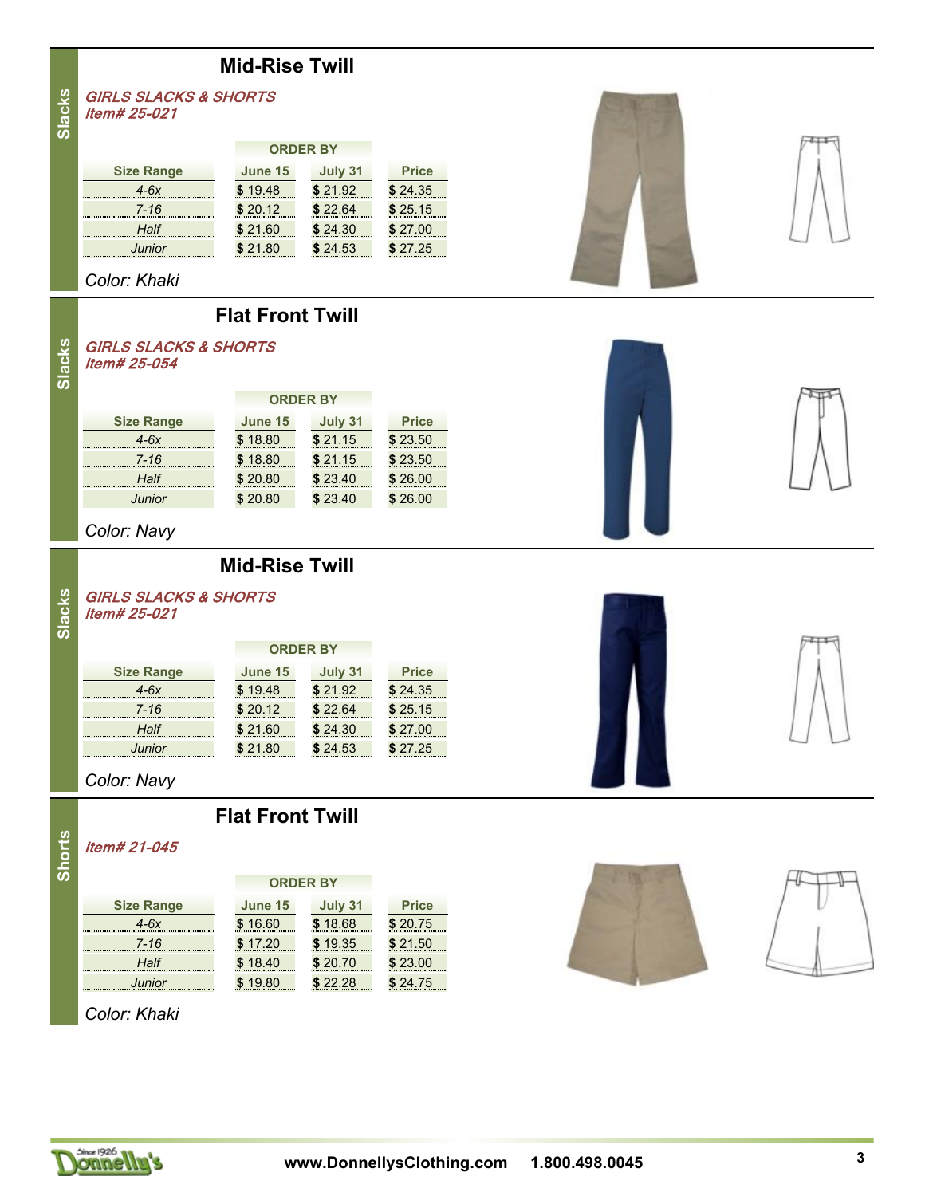Slacks

## Mid-Rise Twill

*GIRLS SLACKS & SHORTS*
*Item# 25-021*

| Size Range | ORDER BY June 15 | ORDER BY July 31 | Price |
|---|---|---|---|
| 4-6x | $ 19.48 | $ 21.92 | $ 24.35 |
| 7-16 | $ 20.12 | $ 22.64 | $ 25.15 |
| Half | $ 21.60 | $ 24.30 | $ 27.00 |
| Junior | $ 21.80 | $ 24.53 | $ 27.25 |

*Color: Khaki*

Slacks

## Flat Front Twill

*GIRLS SLACKS & SHORTS*
*Item# 25-054*

| Size Range | ORDER BY June 15 | ORDER BY July 31 | Price |
|---|---|---|---|
| 4-6x | $ 18.80 | $ 21.15 | $ 23.50 |
| 7-16 | $ 18.80 | $ 21.15 | $ 23.50 |
| Half | $ 20.80 | $ 23.40 | $ 26.00 |
| Junior | $ 20.80 | $ 23.40 | $ 26.00 |

*Color: Navy*

Slacks

## Mid-Rise Twill

*GIRLS SLACKS & SHORTS*
*Item# 25-021*

| Size Range | ORDER BY June 15 | ORDER BY July 31 | Price |
|---|---|---|---|
| 4-6x | $ 19.48 | $ 21.92 | $ 24.35 |
| 7-16 | $ 20.12 | $ 22.64 | $ 25.15 |
| Half | $ 21.60 | $ 24.30 | $ 27.00 |
| Junior | $ 21.80 | $ 24.53 | $ 27.25 |

*Color: Navy*

Shorts

## Flat Front Twill

*Item# 21-045*

| Size Range | ORDER BY June 15 | ORDER BY July 31 | Price |
|---|---|---|---|
| 4-6x | $ 16.60 | $ 18.68 | $ 20.75 |
| 7-16 | $ 17.20 | $ 19.35 | $ 21.50 |
| Half | $ 18.40 | $ 20.70 | $ 23.00 |
| Junior | $ 19.80 | $ 22.28 | $ 24.75 |

*Color: Khaki*

www.DonnellysClothing.com 1.800.498.0045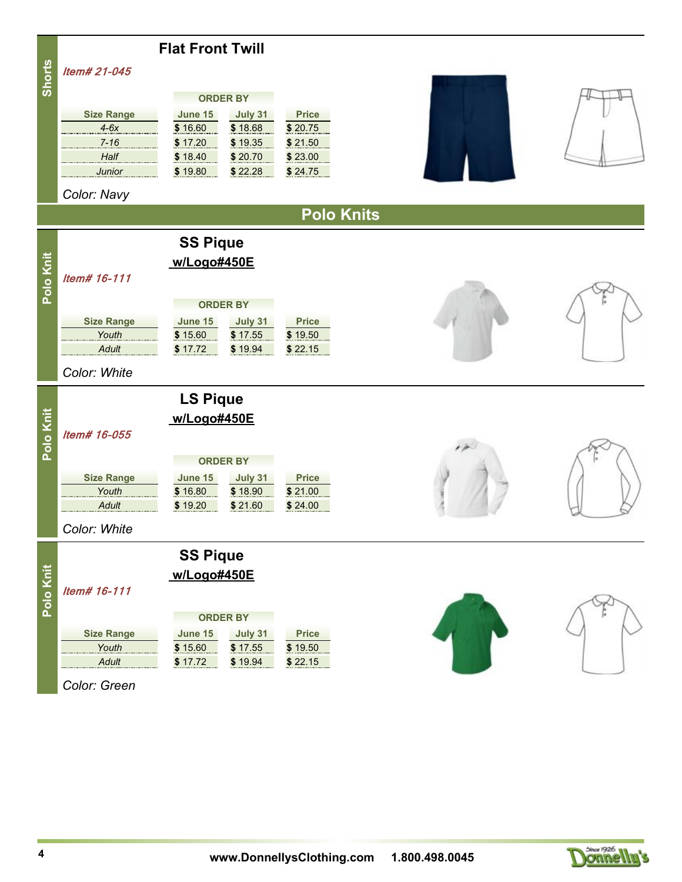## Shorts

### Flat Front Twill

*Item# 21-045*

| Size Range | ORDER BY June 15 | July 31 | Price |
|---|---|---|---|
| *4-6x* | $ 16.60 | $ 18.68 | $ 20.75 |
| *7-16* | $ 17.20 | $ 19.35 | $ 21.50 |
| *Half* | $ 18.40 | $ 20.70 | $ 23.00 |
| *Junior* | $ 19.80 | $ 22.28 | $ 24.75 |

*Color: Navy*

# Polo Knits

## Polo Knit

### SS Pique w/Logo#450E

*Item# 16-111*

| Size Range | ORDER BY June 15 | July 31 | Price |
|---|---|---|---|
| *Youth* | $ 15.60 | $ 17.55 | $ 19.50 |
| *Adult* | $ 17.72 | $ 19.94 | $ 22.15 |

*Color: White*

## Polo Knit

### LS Pique w/Logo#450E

*Item# 16-055*

| Size Range | ORDER BY June 15 | July 31 | Price |
|---|---|---|---|
| *Youth* | $ 16.80 | $ 18.90 | $ 21.00 |
| *Adult* | $ 19.20 | $ 21.60 | $ 24.00 |

*Color: White*

## Polo Knit

### SS Pique w/Logo#450E

*Item# 16-111*

| Size Range | ORDER BY June 15 | July 31 | Price |
|---|---|---|---|
| *Youth* | $ 15.60 | $ 17.55 | $ 19.50 |
| *Adult* | $ 17.72 | $ 19.94 | $ 22.15 |

*Color: Green*

www.DonnellysClothing.com 1.800.498.0045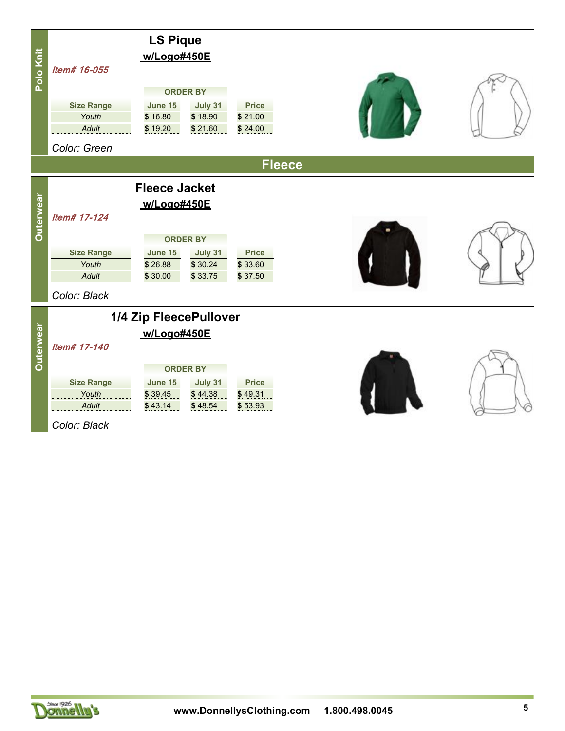Polo Knit

## LS Pique

**w/Logo#450E**

*Item# 16-055*

| Size Range | ORDER BY June 15 | ORDER BY July 31 | Price |
|---|---|---|---|
| Youth | $ 16.80 | $ 18.90 | $ 21.00 |
| Adult | $ 19.20 | $ 21.60 | $ 24.00 |

*Color: Green*

# Fleece

Outerwear

## Fleece Jacket

**w/Logo#450E**

*Item# 17-124*

| Size Range | ORDER BY June 15 | ORDER BY July 31 | Price |
|---|---|---|---|
| Youth | $ 26.88 | $ 30.24 | $ 33.60 |
| Adult | $ 30.00 | $ 33.75 | $ 37.50 |

*Color: Black*

Outerwear

## 1/4 Zip FleecePullover

**w/Logo#450E**

*Item# 17-140*

| Size Range | ORDER BY June 15 | ORDER BY July 31 | Price |
|---|---|---|---|
| Youth | $ 39.45 | $ 44.38 | $ 49.31 |
| Adult | $ 43.14 | $ 48.54 | $ 53.93 |

*Color: Black*